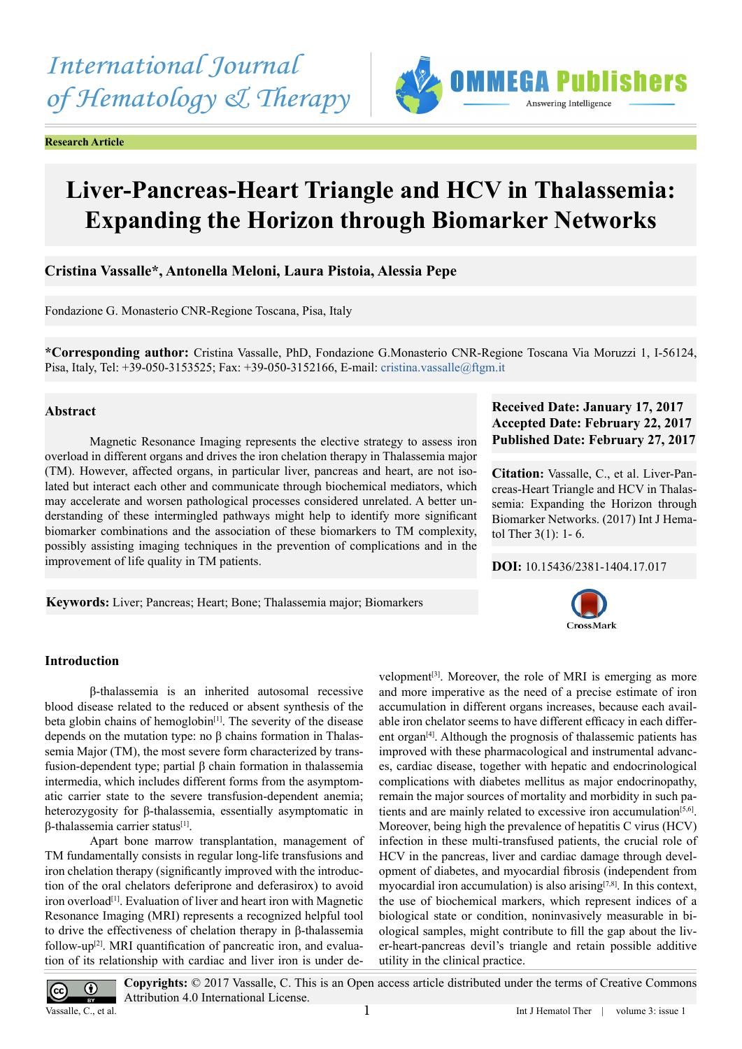International Journal of Hematology & Therapy

**Research Article**

# Liver-Pancreas-Heart Triangle and HCV in Thalassemia: Expanding the Horizon through Biomarker Networks

**Cristina Vassalle*, Antonella Meloni, Laura Pistoia, Alessia Pepe**

Fondazione G. Monasterio CNR-Regione Toscana, Pisa, Italy

***Corresponding author:** Cristina Vassalle, PhD, Fondazione G.Monasterio CNR-Regione Toscana Via Moruzzi 1, I-56124, Pisa, Italy, Tel: +39-050-3153525; Fax: +39-050-3152166, E-mail: cristina.vassalle@ftgm.it

## Abstract

Magnetic Resonance Imaging represents the elective strategy to assess iron overload in different organs and drives the iron chelation therapy in Thalassemia major (TM). However, affected organs, in particular liver, pancreas and heart, are not isolated but interact each other and communicate through biochemical mediators, which may accelerate and worsen pathological processes considered unrelated. A better understanding of these intermingled pathways might help to identify more significant biomarker combinations and the association of these biomarkers to TM complexity, possibly assisting imaging techniques in the prevention of complications and in the improvement of life quality in TM patients.

**Keywords:** Liver; Pancreas; Heart; Bone; Thalassemia major; Biomarkers

**Received Date: January 17, 2017**
**Accepted Date: February 22, 2017**
**Published Date: February 27, 2017**

**Citation:** Vassalle, C., et al. Liver-Pancreas-Heart Triangle and HCV in Thalassemia: Expanding the Horizon through Biomarker Networks. (2017) Int J Hematol Ther 3(1): 1- 6.

**DOI:** 10.15436/2381-1404.17.017

## Introduction

β-thalassemia is an inherited autosomal recessive blood disease related to the reduced or absent synthesis of the beta globin chains of hemoglobin[1]. The severity of the disease depends on the mutation type: no β chains formation in Thalassemia Major (TM), the most severe form characterized by transfusion-dependent type; partial β chain formation in thalassemia intermedia, which includes different forms from the asymptomatic carrier state to the severe transfusion-dependent anemia; heterozygosity for β-thalassemia, essentially asymptomatic in β-thalassemia carrier status[1].

Apart bone marrow transplantation, management of TM fundamentally consists in regular long-life transfusions and iron chelation therapy (significantly improved with the introduction of the oral chelators deferiprone and deferasirox) to avoid iron overload[1]. Evaluation of liver and heart iron with Magnetic Resonance Imaging (MRI) represents a recognized helpful tool to drive the effectiveness of chelation therapy in β-thalassemia follow-up[2]. MRI quantification of pancreatic iron, and evaluation of its relationship with cardiac and liver iron is under development[3]. Moreover, the role of MRI is emerging as more and more imperative as the need of a precise estimate of iron accumulation in different organs increases, because each available iron chelator seems to have different efficacy in each different organ[4]. Although the prognosis of thalassemic patients has improved with these pharmacological and instrumental advances, cardiac disease, together with hepatic and endocrinological complications with diabetes mellitus as major endocrinopathy, remain the major sources of mortality and morbidity in such patients and are mainly related to excessive iron accumulation[5,6]. Moreover, being high the prevalence of hepatitis C virus (HCV) infection in these multi-transfused patients, the crucial role of HCV in the pancreas, liver and cardiac damage through development of diabetes, and myocardial fibrosis (independent from myocardial iron accumulation) is also arising[7,8]. In this context, the use of biochemical markers, which represent indices of a biological state or condition, noninvasively measurable in biological samples, might contribute to fill the gap about the liver-heart-pancreas devil's triangle and retain possible additive utility in the clinical practice.

**Copyrights:** © 2017 Vassalle, C. This is an Open access article distributed under the terms of Creative Commons Attribution 4.0 International License.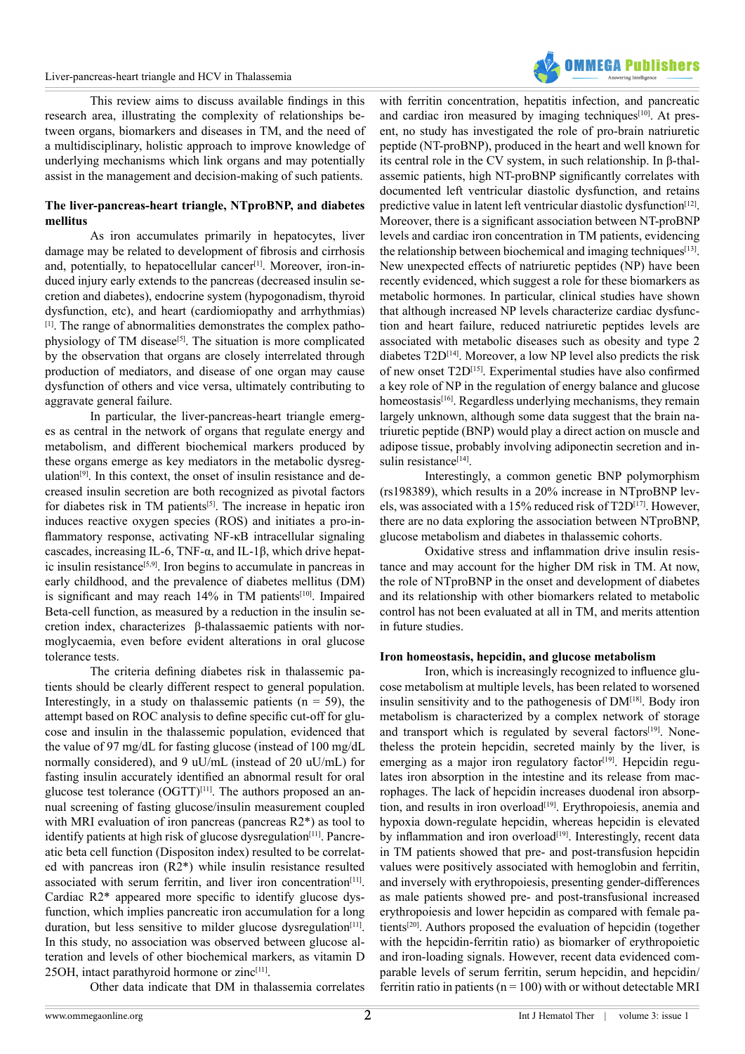This review aims to discuss available findings in this research area, illustrating the complexity of relationships between organs, biomarkers and diseases in TM, and the need of a multidisciplinary, holistic approach to improve knowledge of underlying mechanisms which link organs and may potentially assist in the management and decision-making of such patients.

## The liver-pancreas-heart triangle, NTproBNP, and diabetes mellitus

As iron accumulates primarily in hepatocytes, liver damage may be related to development of fibrosis and cirrhosis and, potentially, to hepatocellular cancer[1]. Moreover, iron-induced injury early extends to the pancreas (decreased insulin secretion and diabetes), endocrine system (hypogonadism, thyroid dysfunction, etc), and heart (cardiomiopathy and arrhythmias) [1]. The range of abnormalities demonstrates the complex pathophysiology of TM disease[5]. The situation is more complicated by the observation that organs are closely interrelated through production of mediators, and disease of one organ may cause dysfunction of others and vice versa, ultimately contributing to aggravate general failure.

In particular, the liver-pancreas-heart triangle emerges as central in the network of organs that regulate energy and metabolism, and different biochemical markers produced by these organs emerge as key mediators in the metabolic dysregulation[9]. In this context, the onset of insulin resistance and decreased insulin secretion are both recognized as pivotal factors for diabetes risk in TM patients[5]. The increase in hepatic iron induces reactive oxygen species (ROS) and initiates a pro-inflammatory response, activating NF-κB intracellular signaling cascades, increasing IL-6, TNF-α, and IL-1β, which drive hepatic insulin resistance[5,9]. Iron begins to accumulate in pancreas in early childhood, and the prevalence of diabetes mellitus (DM) is significant and may reach 14% in TM patients[10]. Impaired Beta-cell function, as measured by a reduction in the insulin secretion index, characterizes β-thalassaemic patients with normoglycaemia, even before evident alterations in oral glucose tolerance tests.

The criteria defining diabetes risk in thalassemic patients should be clearly different respect to general population. Interestingly, in a study on thalassemic patients ($n = 59$), the attempt based on ROC analysis to define specific cut-off for glucose and insulin in the thalassemic population, evidenced that the value of 97 mg/dL for fasting glucose (instead of 100 mg/dL normally considered), and 9 uU/mL (instead of 20 uU/mL) for fasting insulin accurately identified an abnormal result for oral glucose test tolerance (OGTT)[11]. The authors proposed an annual screening of fasting glucose/insulin measurement coupled with MRI evaluation of iron pancreas (pancreas R2*) as tool to identify patients at high risk of glucose dysregulation[11]. Pancreatic beta cell function (Disposition index) resulted to be correlated with pancreas iron (R2*) while insulin resistance resulted associated with serum ferritin, and liver iron concentration[11]. Cardiac R2* appeared more specific to identify glucose dysfunction, which implies pancreatic iron accumulation for a long duration, but less sensitive to milder glucose dysregulation[11]. In this study, no association was observed between glucose alteration and levels of other biochemical markers, as vitamin D 25OH, intact parathyroid hormone or zinc[11].

Other data indicate that DM in thalassemia correlates with ferritin concentration, hepatitis infection, and pancreatic and cardiac iron measured by imaging techniques[10]. At present, no study has investigated the role of pro-brain natriuretic peptide (NT-proBNP), produced in the heart and well known for its central role in the CV system, in such relationship. In β-thalassemic patients, high NT-proBNP significantly correlates with documented left ventricular diastolic dysfunction, and retains predictive value in latent left ventricular diastolic dysfunction[12]. Moreover, there is a significant association between NT-proBNP levels and cardiac iron concentration in TM patients, evidencing the relationship between biochemical and imaging techniques[13]. New unexpected effects of natriuretic peptides (NP) have been recently evidenced, which suggest a role for these biomarkers as metabolic hormones. In particular, clinical studies have shown that although increased NP levels characterize cardiac dysfunction and heart failure, reduced natriuretic peptides levels are associated with metabolic diseases such as obesity and type 2 diabetes T2D[14]. Moreover, a low NP level also predicts the risk of new onset T2D[15]. Experimental studies have also confirmed a key role of NP in the regulation of energy balance and glucose homeostasis[16]. Regardless underlying mechanisms, they remain largely unknown, although some data suggest that the brain natriuretic peptide (BNP) would play a direct action on muscle and adipose tissue, probably involving adiponectin secretion and insulin resistance[14].

Interestingly, a common genetic BNP polymorphism (rs198389), which results in a 20% increase in NTproBNP levels, was associated with a 15% reduced risk of T2D[17]. However, there are no data exploring the association between NTproBNP, glucose metabolism and diabetes in thalassemic cohorts.

Oxidative stress and inflammation drive insulin resistance and may account for the higher DM risk in TM. At now, the role of NTproBNP in the onset and development of diabetes and its relationship with other biomarkers related to metabolic control has not been evaluated at all in TM, and merits attention in future studies.

## Iron homeostasis, hepcidin, and glucose metabolism

Iron, which is increasingly recognized to influence glucose metabolism at multiple levels, has been related to worsened insulin sensitivity and to the pathogenesis of DM[18]. Body iron metabolism is characterized by a complex network of storage and transport which is regulated by several factors[19]. Nonetheless the protein hepcidin, secreted mainly by the liver, is emerging as a major iron regulatory factor[19]. Hepcidin regulates iron absorption in the intestine and its release from macrophages. The lack of hepcidin increases duodenal iron absorption, and results in iron overload[19]. Erythropoiesis, anemia and hypoxia down-regulate hepcidin, whereas hepcidin is elevated by inflammation and iron overload[19]. Interestingly, recent data in TM patients showed that pre- and post-transfusion hepcidin values were positively associated with hemoglobin and ferritin, and inversely with erythropoiesis, presenting gender-differences as male patients showed pre- and post-transfusional increased erythropoiesis and lower hepcidin as compared with female patients[20]. Authors proposed the evaluation of hepcidin (together with the hepcidin-ferritin ratio) as biomarker of erythropoietic and iron-loading signals. However, recent data evidenced comparable levels of serum ferritin, serum hepcidin, and hepcidin/ferritin ratio in patients ($n = 100$) with or without detectable MRI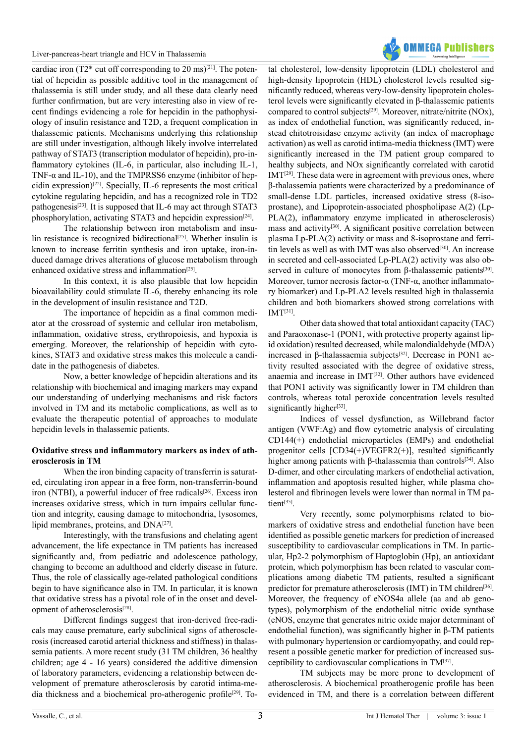cardiac iron (T2* cut off corresponding to 20 ms)[21]. The potential of hepcidin as possible additive tool in the management of thalassemia is still under study, and all these data clearly need further confirmation, but are very interesting also in view of recent findings evidencing a role for hepcidin in the pathophysiology of insulin resistance and T2D, a frequent complication in thalassemic patients. Mechanisms underlying this relationship are still under investigation, although likely involve interrelated pathway of STAT3 (transcription modulator of hepcidin), pro-inflammatory cytokines (IL-6, in particular, also including IL-1, TNF-α and IL-10), and the TMPRSS6 enzyme (inhibitor of hepcidin expression)[22]. Specially, IL-6 represents the most critical cytokine regulating hepcidin, and has a recognized role in TD2 pathogenesis[23]. It is supposed that IL-6 may act through STAT3 phosphorylation, activating STAT3 and hepcidin expression[24].

The relationship between iron metabolism and insulin resistance is recognized bidirectional[25]. Whether insulin is known to increase ferritin synthesis and iron uptake, iron-induced damage drives alterations of glucose metabolism through enhanced oxidative stress and inflammation[25].

In this context, it is also plausible that low hepcidin bioavailability could stimulate IL-6, thereby enhancing its role in the development of insulin resistance and T2D.

The importance of hepcidin as a final common mediator at the crossroad of systemic and cellular iron metabolism, inflammation, oxidative stress, erythropoiesis, and hypoxia is emerging. Moreover, the relationship of hepcidin with cytokines, STAT3 and oxidative stress makes this molecule a candidate in the pathogenesis of diabetes.

Now, a better knowledge of hepcidin alterations and its relationship with biochemical and imaging markers may expand our understanding of underlying mechanisms and risk factors involved in TM and its metabolic complications, as well as to evaluate the therapeutic potential of approaches to modulate hepcidin levels in thalassemic patients.

**Oxidative stress and inflammatory markers as index of atherosclerosis in TM**

When the iron binding capacity of transferrin is saturated, circulating iron appear in a free form, non-transferrin-bound iron (NTBI), a powerful inducer of free radicals[26]. Excess iron increases oxidative stress, which in turn impairs cellular function and integrity, causing damage to mitochondria, lysosomes, lipid membranes, proteins, and DNA[27].

Interestingly, with the transfusions and chelating agent advancement, the life expectance in TM patients has increased significantly and, from pediatric and adolescence pathology, changing to become an adulthood and elderly disease in future. Thus, the role of classically age-related pathological conditions begin to have significance also in TM. In particular, it is known that oxidative stress has a pivotal role of in the onset and development of atherosclerosis[28].

Different findings suggest that iron-derived free-radicals may cause premature, early subclinical signs of atherosclerosis (increased carotid arterial thickness and stiffness) in thalassemia patients. A more recent study (31 TM children, 36 healthy children; age 4 - 16 years) considered the additive dimension of laboratory parameters, evidencing a relationship between development of premature atherosclerosis by carotid intima-media thickness and a biochemical pro-atherogenic profile[29]. Total cholesterol, low-density lipoprotein (LDL) cholesterol and high-density lipoprotein (HDL) cholesterol levels resulted significantly reduced, whereas very-low-density lipoprotein cholesterol levels were significantly elevated in β-thalassemic patients compared to control subjects[29]. Moreover, nitrate/nitrite (NOx), as index of endothelial function, was significantly reduced, instead chitotroisidase enzyme activity (an index of macrophage activation) as well as carotid intima-media thickness (IMT) were significantly increased in the TM patient group compared to healthy subjects, and NOx significantly correlated with carotid IMT[29]. These data were in agreement with previous ones, where β-thalassemia patients were characterized by a predominance of small-dense LDL particles, increased oxidative stress (8-isoprostane), and Lipoprotein-associated phospholipase A(2) (Lp-PLA(2), inflammatory enzyme implicated in atherosclerosis) mass and activity[30]. A significant positive correlation between plasma Lp-PLA(2) activity or mass and 8-isoprostane and ferritin levels as well as with IMT was also observed[30]. An increase in secreted and cell-associated Lp-PLA(2) activity was also observed in culture of monocytes from β-thalassemic patients[30]. Moreover, tumor necrosis factor-α (TNF-α, another inflammatory biomarker) and Lp-PLA2 levels resulted high in thalassemia children and both biomarkers showed strong correlations with IMT[31].

Other data showed that total antioxidant capacity (TAC) and Paraoxonase-1 (PON1, with protective property against lipid oxidation) resulted decreased, while malondialdehyde (MDA) increased in β-thalassaemia subjects[32]. Decrease in PON1 activity resulted associated with the degree of oxidative stress, anaemia and increase in IMT[32]. Other authors have evidenced that PON1 activity was significantly lower in TM children than controls, whereas total peroxide concentration levels resulted significantly higher[33].

Indices of vessel dysfunction, as Willebrand factor antigen (VWF:Ag) and flow cytometric analysis of circulating CD144(+) endothelial microparticles (EMPs) and endothelial progenitor cells [CD34(+)VEGFR2(+)], resulted significantly higher among patients with β-thalassemia than controls[34]. Also D-dimer, and other circulating markers of endothelial activation, inflammation and apoptosis resulted higher, while plasma cholesterol and fibrinogen levels were lower than normal in TM patient[35].

Very recently, some polymorphisms related to biomarkers of oxidative stress and endothelial function have been identified as possible genetic markers for prediction of increased susceptibility to cardiovascular complications in TM. In particular, Hp2-2 polymorphism of Haptoglobin (Hp), an antioxidant protein, which polymorphism has been related to vascular complications among diabetic TM patients, resulted a significant predictor for premature atherosclerosis (IMT) in TM children[36]. Moreover, the frequency of eNOS4a allele (aa and ab genotypes), polymorphism of the endothelial nitric oxide synthase (eNOS, enzyme that generates nitric oxide major determinant of endothelial function), was significantly higher in β-TM patients with pulmonary hypertension or cardiomyopathy, and could represent a possible genetic marker for prediction of increased susceptibility to cardiovascular complications in TM[37].

TM subjects may be more prone to development of atherosclerosis. A biochemical proatherogenic profile has been evidenced in TM, and there is a correlation between different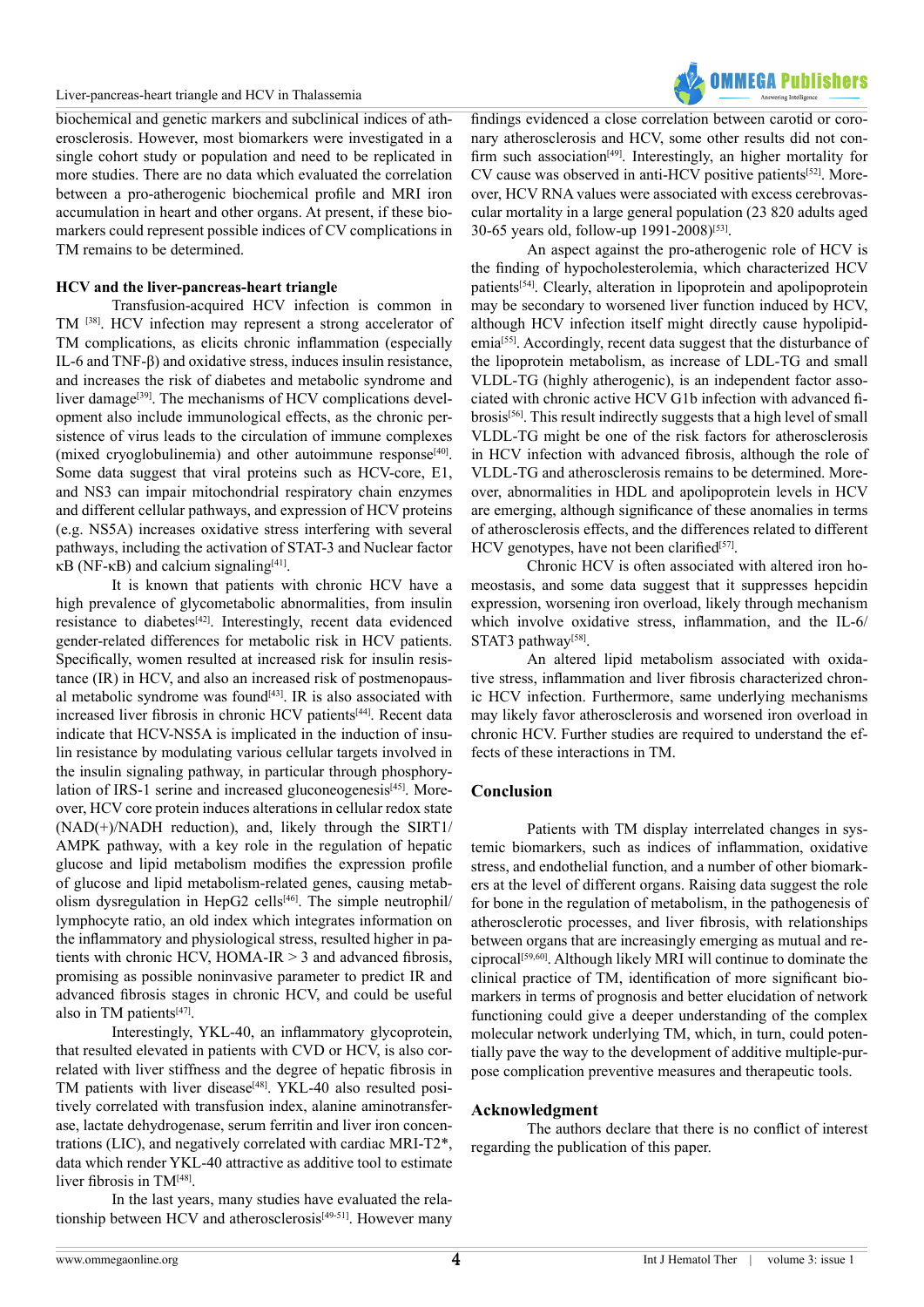biochemical and genetic markers and subclinical indices of atherosclerosis. However, most biomarkers were investigated in a single cohort study or population and need to be replicated in more studies. There are no data which evaluated the correlation between a pro-atherogenic biochemical profile and MRI iron accumulation in heart and other organs. At present, if these biomarkers could represent possible indices of CV complications in TM remains to be determined.

### HCV and the liver-pancreas-heart triangle

Transfusion-acquired HCV infection is common in TM [38]. HCV infection may represent a strong accelerator of TM complications, as elicits chronic inflammation (especially IL-6 and TNF-β) and oxidative stress, induces insulin resistance, and increases the risk of diabetes and metabolic syndrome and liver damage[39]. The mechanisms of HCV complications development also include immunological effects, as the chronic persistence of virus leads to the circulation of immune complexes (mixed cryoglobulinemia) and other autoimmune response[40]. Some data suggest that viral proteins such as HCV-core, E1, and NS3 can impair mitochondrial respiratory chain enzymes and different cellular pathways, and expression of HCV proteins (e.g. NS5A) increases oxidative stress interfering with several pathways, including the activation of STAT-3 and Nuclear factor κB (NF-κB) and calcium signaling[41].

It is known that patients with chronic HCV have a high prevalence of glycometabolic abnormalities, from insulin resistance to diabetes[42]. Interestingly, recent data evidenced gender-related differences for metabolic risk in HCV patients. Specifically, women resulted at increased risk for insulin resistance (IR) in HCV, and also an increased risk of postmenopausal metabolic syndrome was found[43]. IR is also associated with increased liver fibrosis in chronic HCV patients[44]. Recent data indicate that HCV-NS5A is implicated in the induction of insulin resistance by modulating various cellular targets involved in the insulin signaling pathway, in particular through phosphorylation of IRS-1 serine and increased gluconeogenesis[45]. Moreover, HCV core protein induces alterations in cellular redox state (NAD(+)/NADH reduction), and, likely through the SIRT1/AMPK pathway, with a key role in the regulation of hepatic glucose and lipid metabolism modifies the expression profile of glucose and lipid metabolism-related genes, causing metabolism dysregulation in HepG2 cells[46]. The simple neutrophil/lymphocyte ratio, an old index which integrates information on the inflammatory and physiological stress, resulted higher in patients with chronic HCV, HOMA-IR > 3 and advanced fibrosis, promising as possible noninvasive parameter to predict IR and advanced fibrosis stages in chronic HCV, and could be useful also in TM patients[47].

Interestingly, YKL-40, an inflammatory glycoprotein, that resulted elevated in patients with CVD or HCV, is also correlated with liver stiffness and the degree of hepatic fibrosis in TM patients with liver disease[48]. YKL-40 also resulted positively correlated with transfusion index, alanine aminotransferase, lactate dehydrogenase, serum ferritin and liver iron concentrations (LIC), and negatively correlated with cardiac MRI-T2*, data which render YKL-40 attractive as additive tool to estimate liver fibrosis in TM[48].

In the last years, many studies have evaluated the relationship between HCV and atherosclerosis[49-51]. However many findings evidenced a close correlation between carotid or coronary atherosclerosis and HCV, some other results did not confirm such association[49]. Interestingly, an higher mortality for CV cause was observed in anti-HCV positive patients[52]. Moreover, HCV RNA values were associated with excess cerebrovascular mortality in a large general population (23 820 adults aged 30-65 years old, follow-up 1991-2008)[53].

An aspect against the pro-atherogenic role of HCV is the finding of hypocholesterolemia, which characterized HCV patients[54]. Clearly, alteration in lipoprotein and apolipoprotein may be secondary to worsened liver function induced by HCV, although HCV infection itself might directly cause hypolipidemia[55]. Accordingly, recent data suggest that the disturbance of the lipoprotein metabolism, as increase of LDL-TG and small VLDL-TG (highly atherogenic), is an independent factor associated with chronic active HCV G1b infection with advanced fibrosis[56]. This result indirectly suggests that a high level of small VLDL-TG might be one of the risk factors for atherosclerosis in HCV infection with advanced fibrosis, although the role of VLDL-TG and atherosclerosis remains to be determined. Moreover, abnormalities in HDL and apolipoprotein levels in HCV are emerging, although significance of these anomalies in terms of atherosclerosis effects, and the differences related to different HCV genotypes, have not been clarified[57].

Chronic HCV is often associated with altered iron homeostasis, and some data suggest that it suppresses hepcidin expression, worsening iron overload, likely through mechanism which involve oxidative stress, inflammation, and the IL-6/STAT3 pathway[58].

An altered lipid metabolism associated with oxidative stress, inflammation and liver fibrosis characterized chronic HCV infection. Furthermore, same underlying mechanisms may likely favor atherosclerosis and worsened iron overload in chronic HCV. Further studies are required to understand the effects of these interactions in TM.

## Conclusion

Patients with TM display interrelated changes in systemic biomarkers, such as indices of inflammation, oxidative stress, and endothelial function, and a number of other biomarkers at the level of different organs. Raising data suggest the role for bone in the regulation of metabolism, in the pathogenesis of atherosclerotic processes, and liver fibrosis, with relationships between organs that are increasingly emerging as mutual and reciprocal[59,60]. Although likely MRI will continue to dominate the clinical practice of TM, identification of more significant biomarkers in terms of prognosis and better elucidation of network functioning could give a deeper understanding of the complex molecular network underlying TM, which, in turn, could potentially pave the way to the development of additive multiple-purpose complication preventive measures and therapeutic tools.

## Acknowledgment

The authors declare that there is no conflict of interest regarding the publication of this paper.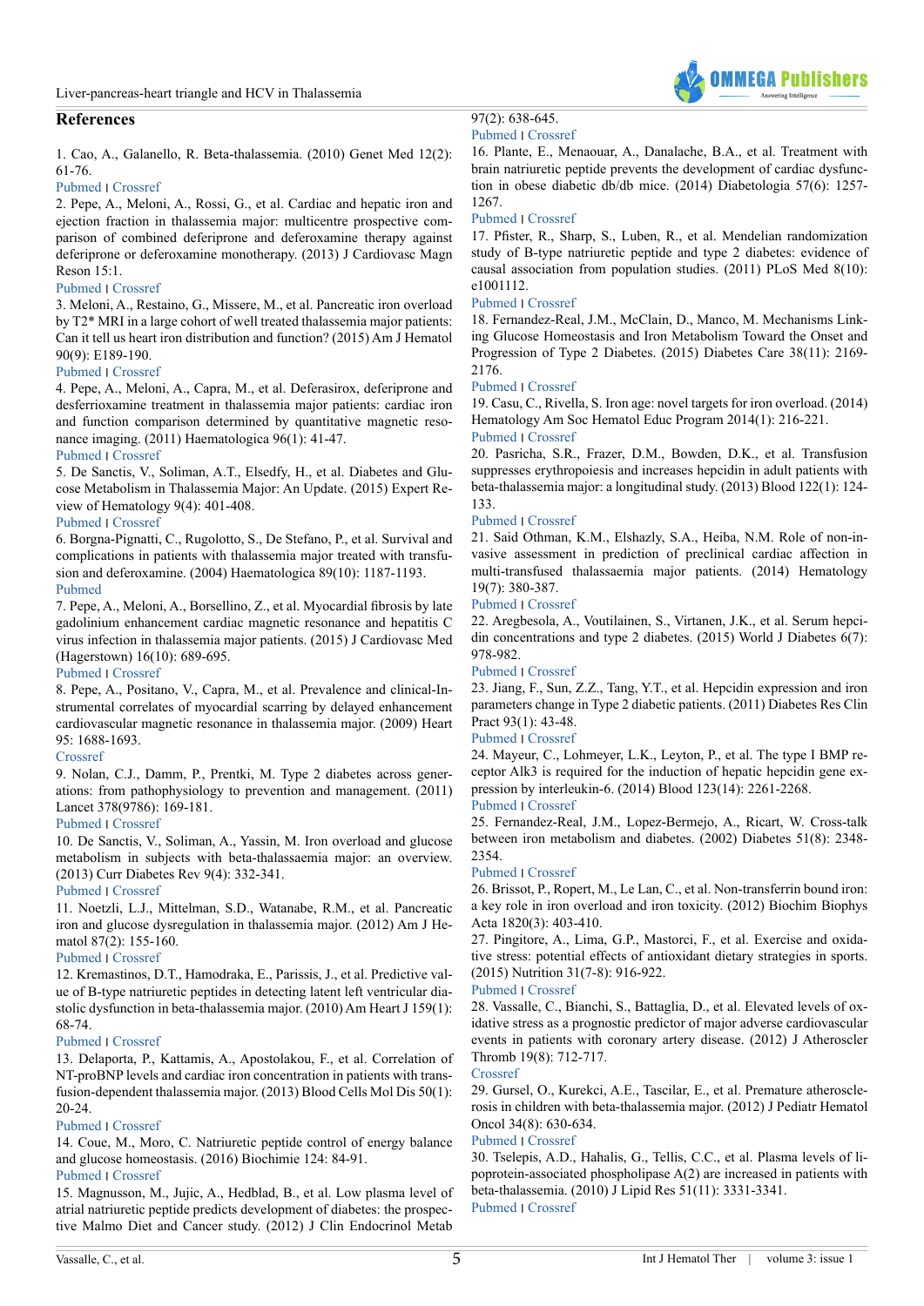## References

1. Cao, A., Galanello, R. Beta-thalassemia. (2010) Genet Med 12(2): 61-76.
Pubmed | Crossref
2. Pepe, A., Meloni, A., Rossi, G., et al. Cardiac and hepatic iron and ejection fraction in thalassemia major: multicentre prospective comparison of combined deferiprone and deferoxamine therapy against deferiprone or deferoxamine monotherapy. (2013) J Cardiovasc Magn Reson 15:1.
Pubmed | Crossref
3. Meloni, A., Restaino, G., Missere, M., et al. Pancreatic iron overload by T2* MRI in a large cohort of well treated thalassemia major patients: Can it tell us heart iron distribution and function? (2015) Am J Hematol 90(9): E189-190.
Pubmed | Crossref
4. Pepe, A., Meloni, A., Capra, M., et al. Deferasirox, deferiprone and desferrioxamine treatment in thalassemia major patients: cardiac iron and function comparison determined by quantitative magnetic resonance imaging. (2011) Haematologica 96(1): 41-47.
Pubmed | Crossref
5. De Sanctis, V., Soliman, A.T., Elsedfy, H., et al. Diabetes and Glucose Metabolism in Thalassemia Major: An Update. (2015) Expert Review of Hematology 9(4): 401-408.
Pubmed | Crossref
6. Borgna-Pignatti, C., Rugolotto, S., De Stefano, P., et al. Survival and complications in patients with thalassemia major treated with transfusion and deferoxamine. (2004) Haematologica 89(10): 1187-1193.
Pubmed
7. Pepe, A., Meloni, A., Borsellino, Z., et al. Myocardial fibrosis by late gadolinium enhancement cardiac magnetic resonance and hepatitis C virus infection in thalassemia major patients. (2015) J Cardiovasc Med (Hagerstown) 16(10): 689-695.
Pubmed | Crossref
8. Pepe, A., Positano, V., Capra, M., et al. Prevalence and clinical-Instrumental correlates of myocardial scarring by delayed enhancement cardiovascular magnetic resonance in thalassemia major. (2009) Heart 95: 1688-1693.
Crossref
9. Nolan, C.J., Damm, P., Prentki, M. Type 2 diabetes across generations: from pathophysiology to prevention and management. (2011) Lancet 378(9786): 169-181.
Pubmed | Crossref
10. De Sanctis, V., Soliman, A., Yassin, M. Iron overload and glucose metabolism in subjects with beta-thalassaemia major: an overview. (2013) Curr Diabetes Rev 9(4): 332-341.
Pubmed | Crossref
11. Noetzli, L.J., Mittelman, S.D., Watanabe, R.M., et al. Pancreatic iron and glucose dysregulation in thalassemia major. (2012) Am J Hematol 87(2): 155-160.
Pubmed | Crossref
12. Kremastinos, D.T., Hamodraka, E., Parissis, J., et al. Predictive value of B-type natriuretic peptides in detecting latent left ventricular diastolic dysfunction in beta-thalassemia major. (2010) Am Heart J 159(1): 68-74.
Pubmed | Crossref
13. Delaporta, P., Kattamis, A., Apostolakou, F., et al. Correlation of NT-proBNP levels and cardiac iron concentration in patients with transfusion-dependent thalassemia major. (2013) Blood Cells Mol Dis 50(1): 20-24.
Pubmed | Crossref
14. Coue, M., Moro, C. Natriuretic peptide control of energy balance and glucose homeostasis. (2016) Biochimie 124: 84-91.
Pubmed | Crossref
15. Magnusson, M., Jujic, A., Hedblad, B., et al. Low plasma level of atrial natriuretic peptide predicts development of diabetes: the prospective Malmo Diet and Cancer study. (2012) J Clin Endocrinol Metab 97(2): 638-645.
Pubmed | Crossref
16. Plante, E., Menaouar, A., Danalache, B.A., et al. Treatment with brain natriuretic peptide prevents the development of cardiac dysfunction in obese diabetic db/db mice. (2014) Diabetologia 57(6): 1257-1267.
Pubmed | Crossref
17. Pfister, R., Sharp, S., Luben, R., et al. Mendelian randomization study of B-type natriuretic peptide and type 2 diabetes: evidence of causal association from population studies. (2011) PLoS Med 8(10): e1001112.
Pubmed | Crossref
18. Fernandez-Real, J.M., McClain, D., Manco, M. Mechanisms Linking Glucose Homeostasis and Iron Metabolism Toward the Onset and Progression of Type 2 Diabetes. (2015) Diabetes Care 38(11): 2169-2176.
Pubmed | Crossref
19. Casu, C., Rivella, S. Iron age: novel targets for iron overload. (2014) Hematology Am Soc Hematol Educ Program 2014(1): 216-221.
Pubmed | Crossref
20. Pasricha, S.R., Frazer, D.M., Bowden, D.K., et al. Transfusion suppresses erythropoiesis and increases hepcidin in adult patients with beta-thalassemia major: a longitudinal study. (2013) Blood 122(1): 124-133.
Pubmed | Crossref
21. Said Othman, K.M., Elshazly, S.A., Heiba, N.M. Role of non-invasive assessment in prediction of preclinical cardiac affection in multi-transfused thalassaemia major patients. (2014) Hematology 19(7): 380-387.
Pubmed | Crossref
22. Aregbesola, A., Voutilainen, S., Virtanen, J.K., et al. Serum hepcidin concentrations and type 2 diabetes. (2015) World J Diabetes 6(7): 978-982.
Pubmed | Crossref
23. Jiang, F., Sun, Z.Z., Tang, Y.T., et al. Hepcidin expression and iron parameters change in Type 2 diabetic patients. (2011) Diabetes Res Clin Pract 93(1): 43-48.
Pubmed | Crossref
24. Mayeur, C., Lohmeyer, L.K., Leyton, P., et al. The type I BMP receptor Alk3 is required for the induction of hepatic hepcidin gene expression by interleukin-6. (2014) Blood 123(14): 2261-2268.
Pubmed | Crossref
25. Fernandez-Real, J.M., Lopez-Bermejo, A., Ricart, W. Cross-talk between iron metabolism and diabetes. (2002) Diabetes 51(8): 2348-2354.
Pubmed | Crossref
26. Brissot, P., Ropert, M., Le Lan, C., et al. Non-transferrin bound iron: a key role in iron overload and iron toxicity. (2012) Biochim Biophys Acta 1820(3): 403-410.
27. Pingitore, A., Lima, G.P., Mastorci, F., et al. Exercise and oxidative stress: potential effects of antioxidant dietary strategies in sports. (2015) Nutrition 31(7-8): 916-922.
Pubmed | Crossref
28. Vassalle, C., Bianchi, S., Battaglia, D., et al. Elevated levels of oxidative stress as a prognostic predictor of major adverse cardiovascular events in patients with coronary artery disease. (2012) J Atheroscler Thromb 19(8): 712-717.
Crossref
29. Gursel, O., Kurekci, A.E., Tascilar, E., et al. Premature atherosclerosis in children with beta-thalassemia major. (2012) J Pediatr Hematol Oncol 34(8): 630-634.
Pubmed | Crossref
30. Tselepis, A.D., Hahalis, G., Tellis, C.C., et al. Plasma levels of lipoprotein-associated phospholipase A(2) are increased in patients with beta-thalassemia. (2010) J Lipid Res 51(11): 3331-3341.
Pubmed | Crossref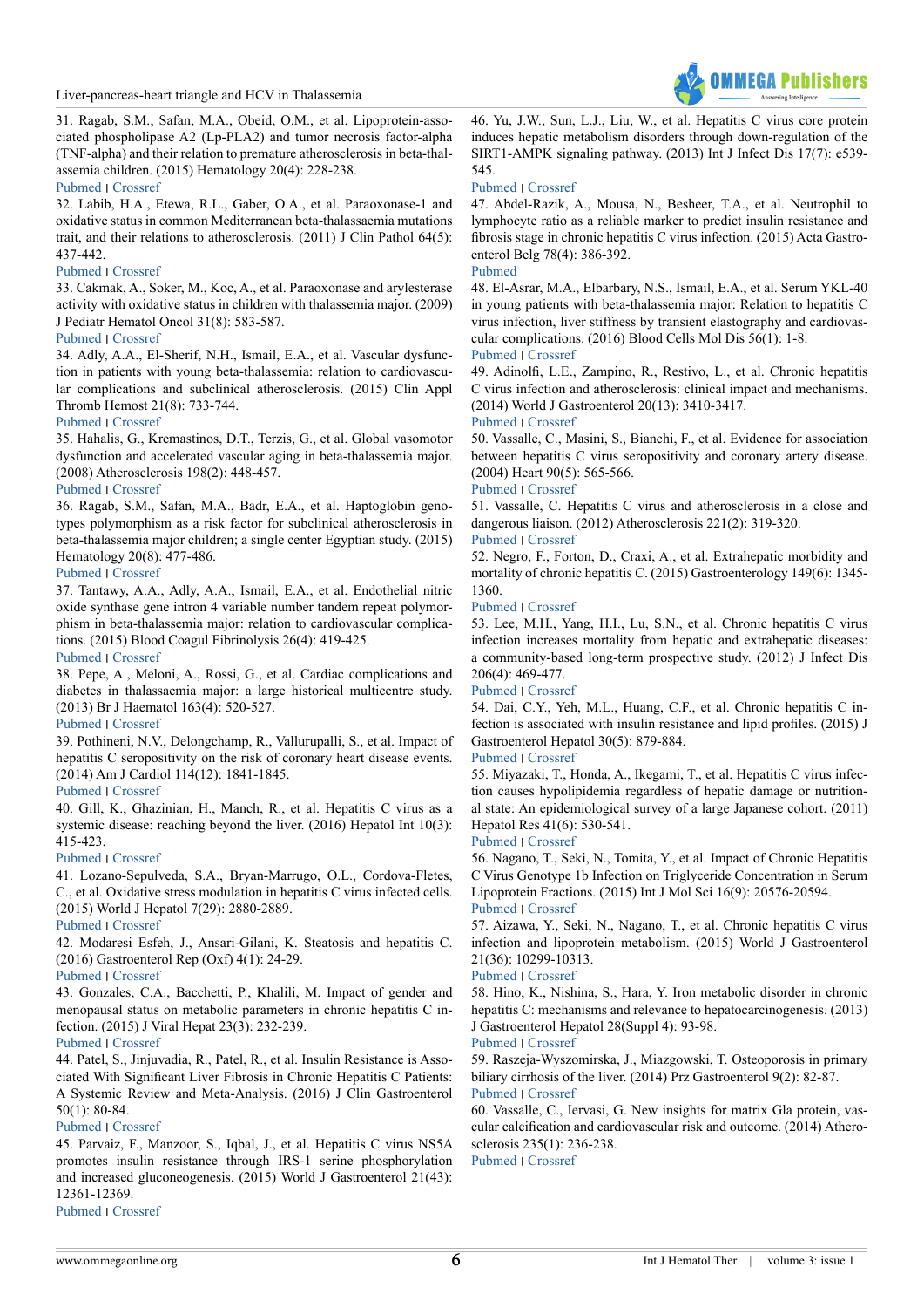31. Ragab, S.M., Safan, M.A., Obeid, O.M., et al. Lipoprotein-associated phospholipase A2 (Lp-PLA2) and tumor necrosis factor-alpha (TNF-alpha) and their relation to premature atherosclerosis in beta-thalassemia children. (2015) Hematology 20(4): 228-238.
Pubmed | Crossref

32. Labib, H.A., Etewa, R.L., Gaber, O.A., et al. Paraoxonase-1 and oxidative status in common Mediterranean beta-thalassaemia mutations trait, and their relations to atherosclerosis. (2011) J Clin Pathol 64(5): 437-442.
Pubmed | Crossref

33. Cakmak, A., Soker, M., Koc, A., et al. Paraoxonase and arylesterase activity with oxidative status in children with thalassemia major. (2009) J Pediatr Hematol Oncol 31(8): 583-587.
Pubmed | Crossref

34. Adly, A.A., El-Sherif, N.H., Ismail, E.A., et al. Vascular dysfunction in patients with young beta-thalassemia: relation to cardiovascular complications and subclinical atherosclerosis. (2015) Clin Appl Thromb Hemost 21(8): 733-744.
Pubmed | Crossref

35. Hahalis, G., Kremastinos, D.T., Terzis, G., et al. Global vasomotor dysfunction and accelerated vascular aging in beta-thalassemia major. (2008) Atherosclerosis 198(2): 448-457.
Pubmed | Crossref

36. Ragab, S.M., Safan, M.A., Badr, E.A., et al. Haptoglobin genotypes polymorphism as a risk factor for subclinical atherosclerosis in beta-thalassemia major children; a single center Egyptian study. (2015) Hematology 20(8): 477-486.
Pubmed | Crossref

37. Tantawy, A.A., Adly, A.A., Ismail, E.A., et al. Endothelial nitric oxide synthase gene intron 4 variable number tandem repeat polymorphism in beta-thalassemia major: relation to cardiovascular complications. (2015) Blood Coagul Fibrinolysis 26(4): 419-425.
Pubmed | Crossref

38. Pepe, A., Meloni, A., Rossi, G., et al. Cardiac complications and diabetes in thalassaemia major: a large historical multicentre study. (2013) Br J Haematol 163(4): 520-527.
Pubmed | Crossref

39. Pothineni, N.V., Delongchamp, R., Vallurupalli, S., et al. Impact of hepatitis C seropositivity on the risk of coronary heart disease events. (2014) Am J Cardiol 114(12): 1841-1845.
Pubmed | Crossref

40. Gill, K., Ghazinian, H., Manch, R., et al. Hepatitis C virus as a systemic disease: reaching beyond the liver. (2016) Hepatol Int 10(3): 415-423.
Pubmed | Crossref

41. Lozano-Sepulveda, S.A., Bryan-Marrugo, O.L., Cordova-Fletes, C., et al. Oxidative stress modulation in hepatitis C virus infected cells. (2015) World J Hepatol 7(29): 2880-2889.
Pubmed | Crossref

42. Modaresi Esfeh, J., Ansari-Gilani, K. Steatosis and hepatitis C. (2016) Gastroenterol Rep (Oxf) 4(1): 24-29.
Pubmed | Crossref

43. Gonzales, C.A., Bacchetti, P., Khalili, M. Impact of gender and menopausal status on metabolic parameters in chronic hepatitis C infection. (2015) J Viral Hepat 23(3): 232-239.
Pubmed | Crossref

44. Patel, S., Jinjuvadia, R., Patel, R., et al. Insulin Resistance is Associated With Significant Liver Fibrosis in Chronic Hepatitis C Patients: A Systemic Review and Meta-Analysis. (2016) J Clin Gastroenterol 50(1): 80-84.
Pubmed | Crossref

45. Parvaiz, F., Manzoor, S., Iqbal, J., et al. Hepatitis C virus NS5A promotes insulin resistance through IRS-1 serine phosphorylation and increased gluconeogenesis. (2015) World J Gastroenterol 21(43): 12361-12369.
Pubmed | Crossref

46. Yu, J.W., Sun, L.J., Liu, W., et al. Hepatitis C virus core protein induces hepatic metabolism disorders through down-regulation of the SIRT1-AMPK signaling pathway. (2013) Int J Infect Dis 17(7): e539-545.
Pubmed | Crossref

47. Abdel-Razik, A., Mousa, N., Besheer, T.A., et al. Neutrophil to lymphocyte ratio as a reliable marker to predict insulin resistance and fibrosis stage in chronic hepatitis C virus infection. (2015) Acta Gastroenterol Belg 78(4): 386-392.
Pubmed

48. El-Asrar, M.A., Elbarbary, N.S., Ismail, E.A., et al. Serum YKL-40 in young patients with beta-thalassemia major: Relation to hepatitis C virus infection, liver stiffness by transient elastography and cardiovascular complications. (2016) Blood Cells Mol Dis 56(1): 1-8.
Pubmed | Crossref

49. Adinolfi, L.E., Zampino, R., Restivo, L., et al. Chronic hepatitis C virus infection and atherosclerosis: clinical impact and mechanisms. (2014) World J Gastroenterol 20(13): 3410-3417.
Pubmed | Crossref

50. Vassalle, C., Masini, S., Bianchi, F., et al. Evidence for association between hepatitis C virus seropositivity and coronary artery disease. (2004) Heart 90(5): 565-566.
Pubmed | Crossref

51. Vassalle, C. Hepatitis C virus and atherosclerosis in a close and dangerous liaison. (2012) Atherosclerosis 221(2): 319-320.
Pubmed | Crossref

52. Negro, F., Forton, D., Craxi, A., et al. Extrahepatic morbidity and mortality of chronic hepatitis C. (2015) Gastroenterology 149(6): 1345-1360.
Pubmed | Crossref

53. Lee, M.H., Yang, H.I., Lu, S.N., et al. Chronic hepatitis C virus infection increases mortality from hepatic and extrahepatic diseases: a community-based long-term prospective study. (2012) J Infect Dis 206(4): 469-477.
Pubmed | Crossref

54. Dai, C.Y., Yeh, M.L., Huang, C.F., et al. Chronic hepatitis C infection is associated with insulin resistance and lipid profiles. (2015) J Gastroenterol Hepatol 30(5): 879-884.
Pubmed | Crossref

55. Miyazaki, T., Honda, A., Ikegami, T., et al. Hepatitis C virus infection causes hypolipidemia regardless of hepatic damage or nutritional state: An epidemiological survey of a large Japanese cohort. (2011) Hepatol Res 41(6): 530-541.
Pubmed | Crossref

56. Nagano, T., Seki, N., Tomita, Y., et al. Impact of Chronic Hepatitis C Virus Genotype 1b Infection on Triglyceride Concentration in Serum Lipoprotein Fractions. (2015) Int J Mol Sci 16(9): 20576-20594.
Pubmed | Crossref

57. Aizawa, Y., Seki, N., Nagano, T., et al. Chronic hepatitis C virus infection and lipoprotein metabolism. (2015) World J Gastroenterol 21(36): 10299-10313.
Pubmed | Crossref

58. Hino, K., Nishina, S., Hara, Y. Iron metabolic disorder in chronic hepatitis C: mechanisms and relevance to hepatocarcinogenesis. (2013) J Gastroenterol Hepatol 28(Suppl 4): 93-98.
Pubmed | Crossref

59. Raszeja-Wyszomirska, J., Miazgowski, T. Osteoporosis in primary biliary cirrhosis of the liver. (2014) Prz Gastroenterol 9(2): 82-87.
Pubmed | Crossref

60. Vassalle, C., Iervasi, G. New insights for matrix Gla protein, vascular calcification and cardiovascular risk and outcome. (2014) Atherosclerosis 235(1): 236-238.
Pubmed | Crossref